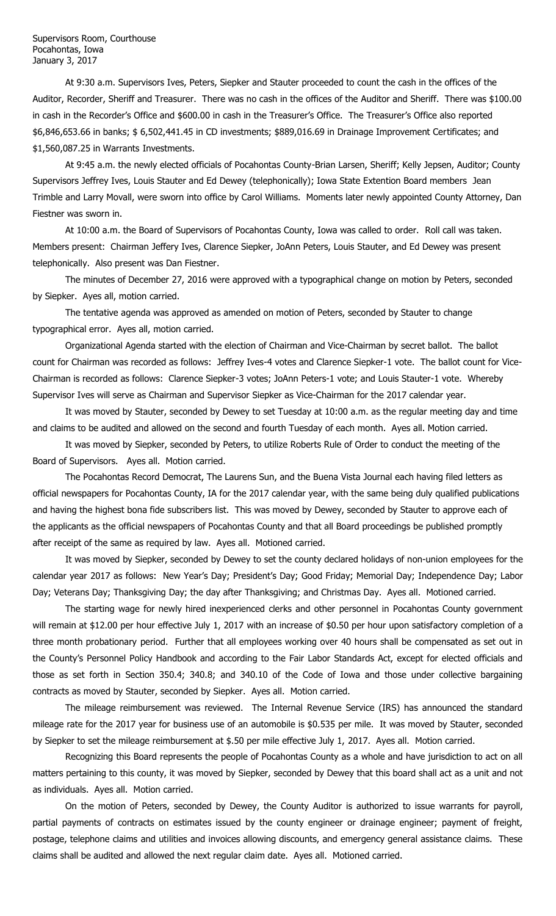Supervisors Room, Courthouse
Pocahontas, Iowa
January 3, 2017

At 9:30 a.m. Supervisors Ives, Peters, Siepker and Stauter proceeded to count the cash in the offices of the Auditor, Recorder, Sheriff and Treasurer. There was no cash in the offices of the Auditor and Sheriff. There was $100.00 in cash in the Recorder's Office and $600.00 in cash in the Treasurer's Office. The Treasurer's Office also reported $6,846,653.66 in banks; $ 6,502,441.45 in CD investments; $889,016.69 in Drainage Improvement Certificates; and $1,560,087.25 in Warrants Investments.

At 9:45 a.m. the newly elected officials of Pocahontas County-Brian Larsen, Sheriff; Kelly Jepsen, Auditor; County Supervisors Jeffrey Ives, Louis Stauter and Ed Dewey (telephonically); Iowa State Extention Board members Jean Trimble and Larry Movall, were sworn into office by Carol Williams. Moments later newly appointed County Attorney, Dan Fiestner was sworn in.

At 10:00 a.m. the Board of Supervisors of Pocahontas County, Iowa was called to order. Roll call was taken. Members present: Chairman Jeffery Ives, Clarence Siepker, JoAnn Peters, Louis Stauter, and Ed Dewey was present telephonically. Also present was Dan Fiestner.

The minutes of December 27, 2016 were approved with a typographical change on motion by Peters, seconded by Siepker. Ayes all, motion carried.

The tentative agenda was approved as amended on motion of Peters, seconded by Stauter to change typographical error. Ayes all, motion carried.

Organizational Agenda started with the election of Chairman and Vice-Chairman by secret ballot. The ballot count for Chairman was recorded as follows: Jeffrey Ives-4 votes and Clarence Siepker-1 vote. The ballot count for Vice-Chairman is recorded as follows: Clarence Siepker-3 votes; JoAnn Peters-1 vote; and Louis Stauter-1 vote. Whereby Supervisor Ives will serve as Chairman and Supervisor Siepker as Vice-Chairman for the 2017 calendar year.

It was moved by Stauter, seconded by Dewey to set Tuesday at 10:00 a.m. as the regular meeting day and time and claims to be audited and allowed on the second and fourth Tuesday of each month. Ayes all. Motion carried.

It was moved by Siepker, seconded by Peters, to utilize Roberts Rule of Order to conduct the meeting of the Board of Supervisors. Ayes all. Motion carried.

The Pocahontas Record Democrat, The Laurens Sun, and the Buena Vista Journal each having filed letters as official newspapers for Pocahontas County, IA for the 2017 calendar year, with the same being duly qualified publications and having the highest bona fide subscribers list. This was moved by Dewey, seconded by Stauter to approve each of the applicants as the official newspapers of Pocahontas County and that all Board proceedings be published promptly after receipt of the same as required by law. Ayes all. Motioned carried.

It was moved by Siepker, seconded by Dewey to set the county declared holidays of non-union employees for the calendar year 2017 as follows: New Year's Day; President's Day; Good Friday; Memorial Day; Independence Day; Labor Day; Veterans Day; Thanksgiving Day; the day after Thanksgiving; and Christmas Day. Ayes all. Motioned carried.

The starting wage for newly hired inexperienced clerks and other personnel in Pocahontas County government will remain at $12.00 per hour effective July 1, 2017 with an increase of $0.50 per hour upon satisfactory completion of a three month probationary period. Further that all employees working over 40 hours shall be compensated as set out in the County's Personnel Policy Handbook and according to the Fair Labor Standards Act, except for elected officials and those as set forth in Section 350.4; 340.8; and 340.10 of the Code of Iowa and those under collective bargaining contracts as moved by Stauter, seconded by Siepker. Ayes all. Motion carried.

The mileage reimbursement was reviewed. The Internal Revenue Service (IRS) has announced the standard mileage rate for the 2017 year for business use of an automobile is $0.535 per mile. It was moved by Stauter, seconded by Siepker to set the mileage reimbursement at $.50 per mile effective July 1, 2017. Ayes all. Motion carried.

Recognizing this Board represents the people of Pocahontas County as a whole and have jurisdiction to act on all matters pertaining to this county, it was moved by Siepker, seconded by Dewey that this board shall act as a unit and not as individuals. Ayes all. Motion carried.

On the motion of Peters, seconded by Dewey, the County Auditor is authorized to issue warrants for payroll, partial payments of contracts on estimates issued by the county engineer or drainage engineer; payment of freight, postage, telephone claims and utilities and invoices allowing discounts, and emergency general assistance claims. These claims shall be audited and allowed the next regular claim date. Ayes all. Motioned carried.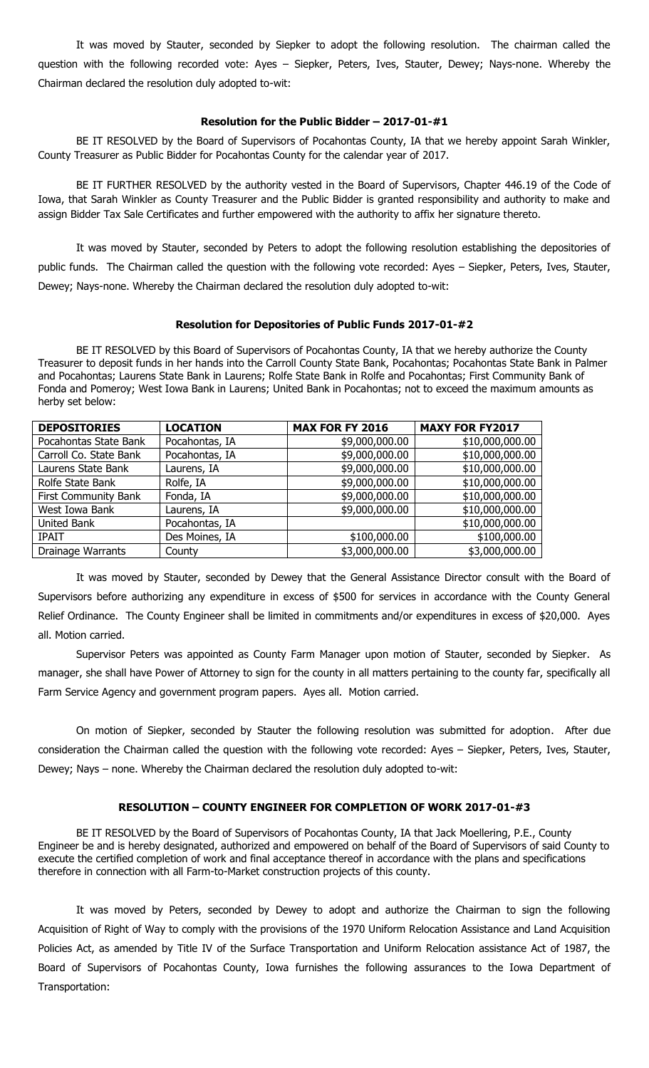It was moved by Stauter, seconded by Siepker to adopt the following resolution. The chairman called the question with the following recorded vote: Ayes – Siepker, Peters, Ives, Stauter, Dewey; Nays-none. Whereby the Chairman declared the resolution duly adopted to-wit:

**Resolution for the Public Bidder – 2017-01-#1**

BE IT RESOLVED by the Board of Supervisors of Pocahontas County, IA that we hereby appoint Sarah Winkler, County Treasurer as Public Bidder for Pocahontas County for the calendar year of 2017.

BE IT FURTHER RESOLVED by the authority vested in the Board of Supervisors, Chapter 446.19 of the Code of Iowa, that Sarah Winkler as County Treasurer and the Public Bidder is granted responsibility and authority to make and assign Bidder Tax Sale Certificates and further empowered with the authority to affix her signature thereto.

It was moved by Stauter, seconded by Peters to adopt the following resolution establishing the depositories of public funds. The Chairman called the question with the following vote recorded: Ayes – Siepker, Peters, Ives, Stauter, Dewey; Nays-none. Whereby the Chairman declared the resolution duly adopted to-wit:

**Resolution for Depositories of Public Funds 2017-01-#2**

BE IT RESOLVED by this Board of Supervisors of Pocahontas County, IA that we hereby authorize the County Treasurer to deposit funds in her hands into the Carroll County State Bank, Pocahontas; Pocahontas State Bank in Palmer and Pocahontas; Laurens State Bank in Laurens; Rolfe State Bank in Rolfe and Pocahontas; First Community Bank of Fonda and Pomeroy; West Iowa Bank in Laurens; United Bank in Pocahontas; not to exceed the maximum amounts as herby set below:

| DEPOSITORIES | LOCATION | MAX FOR FY 2016 | MAXY FOR FY2017 |
|---|---|---|---|
| Pocahontas State Bank | Pocahontas, IA | $9,000,000.00 | $10,000,000.00 |
| Carroll Co. State Bank | Pocahontas, IA | $9,000,000.00 | $10,000,000.00 |
| Laurens State Bank | Laurens, IA | $9,000,000.00 | $10,000,000.00 |
| Rolfe State Bank | Rolfe, IA | $9,000,000.00 | $10,000,000.00 |
| First Community Bank | Fonda, IA | $9,000,000.00 | $10,000,000.00 |
| West Iowa Bank | Laurens, IA | $9,000,000.00 | $10,000,000.00 |
| United Bank | Pocahontas, IA | | $10,000,000.00 |
| IPAIT | Des Moines, IA | $100,000.00 | $100,000.00 |
| Drainage Warrants | County | $3,000,000.00 | $3,000,000.00 |

It was moved by Stauter, seconded by Dewey that the General Assistance Director consult with the Board of Supervisors before authorizing any expenditure in excess of $500 for services in accordance with the County General Relief Ordinance. The County Engineer shall be limited in commitments and/or expenditures in excess of $20,000. Ayes all. Motion carried.

Supervisor Peters was appointed as County Farm Manager upon motion of Stauter, seconded by Siepker. As manager, she shall have Power of Attorney to sign for the county in all matters pertaining to the county far, specifically all Farm Service Agency and government program papers. Ayes all. Motion carried.

On motion of Siepker, seconded by Stauter the following resolution was submitted for adoption. After due consideration the Chairman called the question with the following vote recorded: Ayes – Siepker, Peters, Ives, Stauter, Dewey; Nays – none. Whereby the Chairman declared the resolution duly adopted to-wit:

**RESOLUTION – COUNTY ENGINEER FOR COMPLETION OF WORK 2017-01-#3**

BE IT RESOLVED by the Board of Supervisors of Pocahontas County, IA that Jack Moellering, P.E., County Engineer be and is hereby designated, authorized and empowered on behalf of the Board of Supervisors of said County to execute the certified completion of work and final acceptance thereof in accordance with the plans and specifications therefore in connection with all Farm-to-Market construction projects of this county.

It was moved by Peters, seconded by Dewey to adopt and authorize the Chairman to sign the following Acquisition of Right of Way to comply with the provisions of the 1970 Uniform Relocation Assistance and Land Acquisition Policies Act, as amended by Title IV of the Surface Transportation and Uniform Relocation assistance Act of 1987, the Board of Supervisors of Pocahontas County, Iowa furnishes the following assurances to the Iowa Department of Transportation: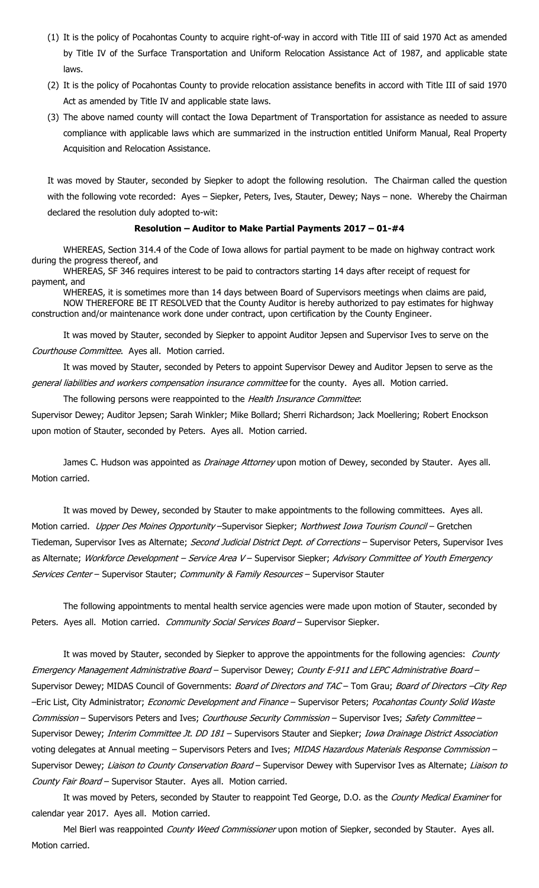(1) It is the policy of Pocahontas County to acquire right-of-way in accord with Title III of said 1970 Act as amended by Title IV of the Surface Transportation and Uniform Relocation Assistance Act of 1987, and applicable state laws.

(2) It is the policy of Pocahontas County to provide relocation assistance benefits in accord with Title III of said 1970 Act as amended by Title IV and applicable state laws.

(3) The above named county will contact the Iowa Department of Transportation for assistance as needed to assure compliance with applicable laws which are summarized in the instruction entitled Uniform Manual, Real Property Acquisition and Relocation Assistance.

It was moved by Stauter, seconded by Siepker to adopt the following resolution. The Chairman called the question with the following vote recorded: Ayes – Siepker, Peters, Ives, Stauter, Dewey; Nays – none. Whereby the Chairman declared the resolution duly adopted to-wit:

**Resolution – Auditor to Make Partial Payments 2017 – 01-#4**

WHEREAS, Section 314.4 of the Code of Iowa allows for partial payment to be made on highway contract work during the progress thereof, and

WHEREAS, SF 346 requires interest to be paid to contractors starting 14 days after receipt of request for payment, and

WHEREAS, it is sometimes more than 14 days between Board of Supervisors meetings when claims are paid,

NOW THEREFORE BE IT RESOLVED that the County Auditor is hereby authorized to pay estimates for highway construction and/or maintenance work done under contract, upon certification by the County Engineer.

It was moved by Stauter, seconded by Siepker to appoint Auditor Jepsen and Supervisor Ives to serve on the *Courthouse Committee*. Ayes all. Motion carried.

It was moved by Stauter, seconded by Peters to appoint Supervisor Dewey and Auditor Jepsen to serve as the *general liabilities and workers compensation insurance committee* for the county. Ayes all. Motion carried.

The following persons were reappointed to the *Health Insurance Committee*:
Supervisor Dewey; Auditor Jepsen; Sarah Winkler; Mike Bollard; Sherri Richardson; Jack Moellering; Robert Enockson upon motion of Stauter, seconded by Peters. Ayes all. Motion carried.

James C. Hudson was appointed as *Drainage Attorney* upon motion of Dewey, seconded by Stauter. Ayes all. Motion carried.

It was moved by Dewey, seconded by Stauter to make appointments to the following committees. Ayes all. Motion carried. *Upper Des Moines Opportunity* –Supervisor Siepker; *Northwest Iowa Tourism Council* – Gretchen Tiedeman, Supervisor Ives as Alternate; *Second Judicial District Dept. of Corrections* – Supervisor Peters, Supervisor Ives as Alternate; *Workforce Development – Service Area V* – Supervisor Siepker; *Advisory Committee of Youth Emergency Services Center* – Supervisor Stauter; *Community & Family Resources* – Supervisor Stauter

The following appointments to mental health service agencies were made upon motion of Stauter, seconded by Peters. Ayes all. Motion carried. *Community Social Services Board* – Supervisor Siepker.

It was moved by Stauter, seconded by Siepker to approve the appointments for the following agencies: *County Emergency Management Administrative Board* – Supervisor Dewey; *County E-911 and LEPC Administrative Board* – Supervisor Dewey; MIDAS Council of Governments: *Board of Directors and TAC* – Tom Grau; *Board of Directors –City Rep* –Eric List, City Administrator; *Economic Development and Finance* – Supervisor Peters; *Pocahontas County Solid Waste Commission* – Supervisors Peters and Ives; *Courthouse Security Commission* – Supervisor Ives; *Safety Committee* – Supervisor Dewey; *Interim Committee Jt. DD 181* – Supervisors Stauter and Siepker; *Iowa Drainage District Association* voting delegates at Annual meeting – Supervisors Peters and Ives; *MIDAS Hazardous Materials Response Commission* – Supervisor Dewey; *Liaison to County Conservation Board* – Supervisor Dewey with Supervisor Ives as Alternate; *Liaison to County Fair Board* – Supervisor Stauter. Ayes all. Motion carried.

It was moved by Peters, seconded by Stauter to reappoint Ted George, D.O. as the *County Medical Examiner* for calendar year 2017. Ayes all. Motion carried.

Mel Bierl was reappointed *County Weed Commissioner* upon motion of Siepker, seconded by Stauter. Ayes all. Motion carried.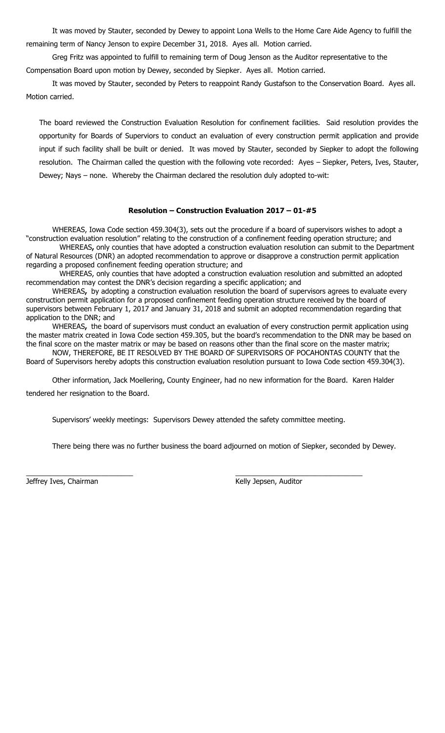It was moved by Stauter, seconded by Dewey to appoint Lona Wells to the Home Care Aide Agency to fulfill the remaining term of Nancy Jenson to expire December 31, 2018. Ayes all. Motion carried.

Greg Fritz was appointed to fulfill to remaining term of Doug Jenson as the Auditor representative to the Compensation Board upon motion by Dewey, seconded by Siepker. Ayes all. Motion carried.

It was moved by Stauter, seconded by Peters to reappoint Randy Gustafson to the Conservation Board. Ayes all. Motion carried.

The board reviewed the Construction Evaluation Resolution for confinement facilities. Said resolution provides the opportunity for Boards of Superviors to conduct an evaluation of every construction permit application and provide input if such facility shall be built or denied. It was moved by Stauter, seconded by Siepker to adopt the following resolution. The Chairman called the question with the following vote recorded: Ayes – Siepker, Peters, Ives, Stauter, Dewey; Nays – none. Whereby the Chairman declared the resolution duly adopted to-wit:

**Resolution – Construction Evaluation 2017 – 01-#5**

WHEREAS, Iowa Code section 459.304(3), sets out the procedure if a board of supervisors wishes to adopt a "construction evaluation resolution" relating to the construction of a confinement feeding operation structure; and

WHEREAS**,** only counties that have adopted a construction evaluation resolution can submit to the Department of Natural Resources (DNR) an adopted recommendation to approve or disapprove a construction permit application regarding a proposed confinement feeding operation structure; and

WHEREAS, only counties that have adopted a construction evaluation resolution and submitted an adopted recommendation may contest the DNR's decision regarding a specific application; and

WHEREAS**,** by adopting a construction evaluation resolution the board of supervisors agrees to evaluate every construction permit application for a proposed confinement feeding operation structure received by the board of supervisors between February 1, 2017 and January 31, 2018 and submit an adopted recommendation regarding that application to the DNR; and

WHEREAS**,** the board of supervisors must conduct an evaluation of every construction permit application using the master matrix created in Iowa Code section 459.305, but the board's recommendation to the DNR may be based on the final score on the master matrix or may be based on reasons other than the final score on the master matrix;

NOW, THEREFORE, BE IT RESOLVED BY THE BOARD OF SUPERVISORS OF POCAHONTAS COUNTY that the Board of Supervisors hereby adopts this construction evaluation resolution pursuant to Iowa Code section 459.304(3).

Other information, Jack Moellering, County Engineer, had no new information for the Board. Karen Halder tendered her resignation to the Board.

Supervisors' weekly meetings: Supervisors Dewey attended the safety committee meeting.

There being there was no further business the board adjourned on motion of Siepker, seconded by Dewey.

\_\_\_\_\_\_\_\_\_\_\_\_\_\_\_\_\_\_\_\_\_\_\_\_\_\_\_\_ \_\_\_\_\_\_\_\_\_\_\_\_\_\_\_\_\_\_\_\_\_\_\_\_\_\_\_\_\_\_\_\_

Jeffrey Ives, Chairman Kelly Jepsen, Auditor